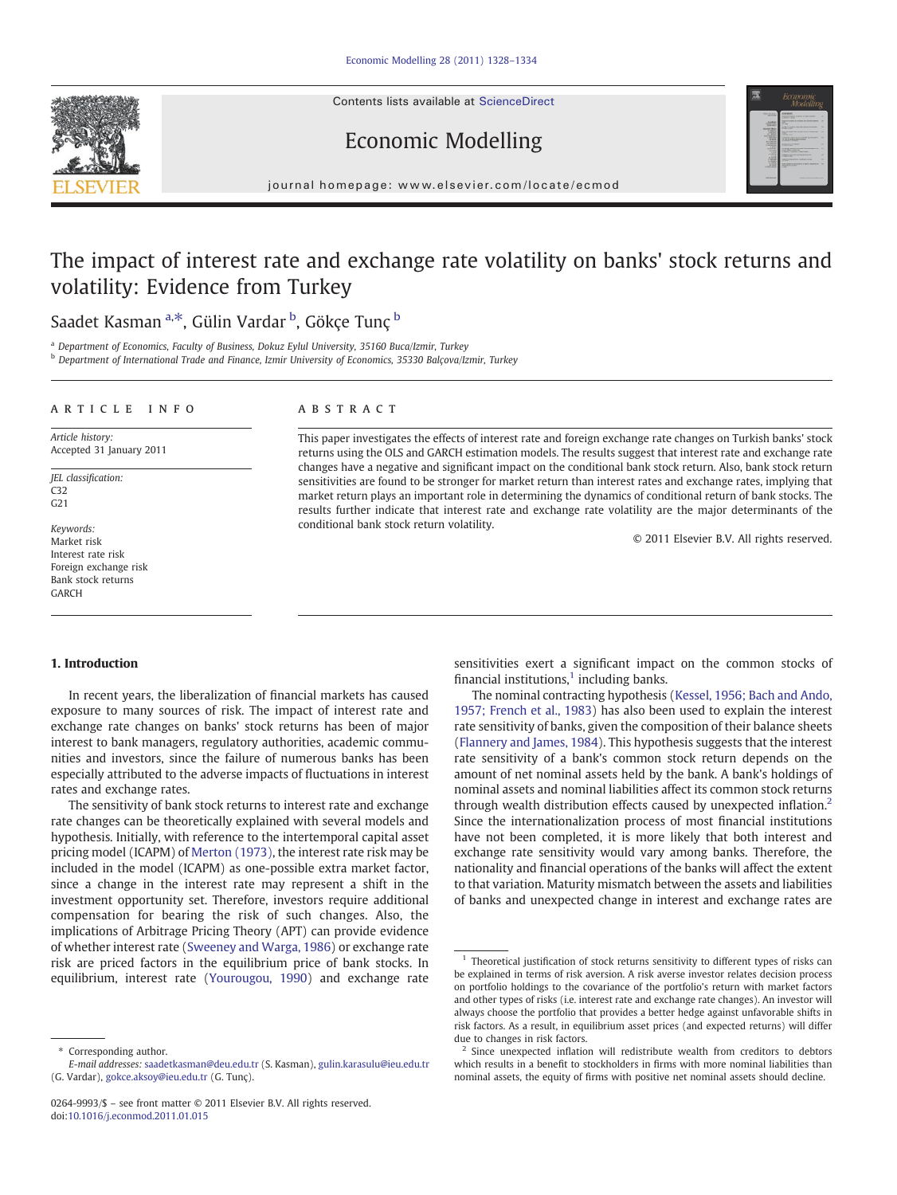# The impact of interest rate and exchange rate volatility on banks' stock returns and volatility: Evidence from Turkey

Saadet Kasman [a,*], Gülin Vardar [b], Gökçe Tunç [b]

[a] Department of Economics, Faculty of Business, Dokuz Eylul University, 35160 Buca/Izmir, Turkey
[b] Department of International Trade and Finance, Izmir University of Economics, 35330 Balçova/Izmir, Turkey

## ARTICLE INFO

*Article history:*
Accepted 31 January 2011

*JEL classification:*
C32
G21

*Keywords:*
Market risk
Interest rate risk
Foreign exchange risk
Bank stock returns
GARCH

## ABSTRACT

This paper investigates the effects of interest rate and foreign exchange rate changes on Turkish banks' stock returns using the OLS and GARCH estimation models. The results suggest that interest rate and exchange rate changes have a negative and significant impact on the conditional bank stock return. Also, bank stock return sensitivities are found to be stronger for market return than interest rates and exchange rates, implying that market return plays an important role in determining the dynamics of conditional return of bank stocks. The results further indicate that interest rate and exchange rate volatility are the major determinants of the conditional bank stock return volatility.

© 2011 Elsevier B.V. All rights reserved.

## 1. Introduction

In recent years, the liberalization of financial markets has caused exposure to many sources of risk. The impact of interest rate and exchange rate changes on banks' stock returns has been of major interest to bank managers, regulatory authorities, academic communities and investors, since the failure of numerous banks has been especially attributed to the adverse impacts of fluctuations in interest rates and exchange rates.

The sensitivity of bank stock returns to interest rate and exchange rate changes can be theoretically explained with several models and hypothesis. Initially, with reference to the intertemporal capital asset pricing model (ICAPM) of Merton (1973), the interest rate risk may be included in the model (ICAPM) as one-possible extra market factor, since a change in the interest rate may represent a shift in the investment opportunity set. Therefore, investors require additional compensation for bearing the risk of such changes. Also, the implications of Arbitrage Pricing Theory (APT) can provide evidence of whether interest rate (Sweeney and Warga, 1986) or exchange rate risk are priced factors in the equilibrium price of bank stocks. In equilibrium, interest rate (Yourougou, 1990) and exchange rate sensitivities exert a significant impact on the common stocks of financial institutions,[1] including banks.

The nominal contracting hypothesis (Kessel, 1956; Bach and Ando, 1957; French et al., 1983) has also been used to explain the interest rate sensitivity of banks, given the composition of their balance sheets (Flannery and James, 1984). This hypothesis suggests that the interest rate sensitivity of a bank's common stock return depends on the amount of net nominal assets held by the bank. A bank's holdings of nominal assets and nominal liabilities affect its common stock returns through wealth distribution effects caused by unexpected inflation.[2] Since the internationalization process of most financial institutions have not been completed, it is more likely that both interest and exchange rate sensitivity would vary among banks. Therefore, the nationality and financial operations of the banks will affect the extent to that variation. Maturity mismatch between the assets and liabilities of banks and unexpected change in interest and exchange rates are

---

[1] Theoretical justification of stock returns sensitivity to different types of risks can be explained in terms of risk aversion. A risk averse investor relates decision process on portfolio holdings to the covariance of the portfolio's return with market factors and other types of risks (i.e. interest rate and exchange rate changes). An investor will always choose the portfolio that provides a better hedge against unfavorable shifts in risk factors. As a result, in equilibrium asset prices (and expected returns) will differ due to changes in risk factors.

[2] Since unexpected inflation will redistribute wealth from creditors to debtors which results in a benefit to stockholders in firms with more nominal liabilities than nominal assets, the equity of firms with positive net nominal assets should decline.

\* Corresponding author.
*E-mail addresses:* saadetkasman@deu.edu.tr (S. Kasman), gulin.karasulu@ieu.edu.tr (G. Vardar), gokce.aksoy@ieu.edu.tr (G. Tunç).

0264-9993/$ – see front matter © 2011 Elsevier B.V. All rights reserved.
doi:10.1016/j.econmod.2011.01.015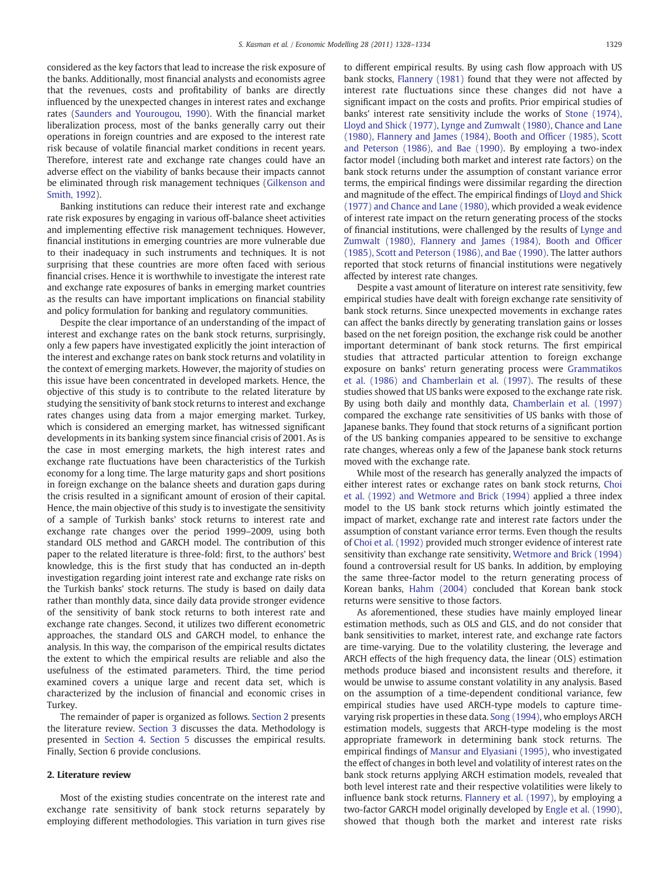considered as the key factors that lead to increase the risk exposure of the banks. Additionally, most financial analysts and economists agree that the revenues, costs and profitability of banks are directly influenced by the unexpected changes in interest rates and exchange rates (Saunders and Yourougou, 1990). With the financial market liberalization process, most of the banks generally carry out their operations in foreign countries and are exposed to the interest rate risk because of volatile financial market conditions in recent years. Therefore, interest rate and exchange rate changes could have an adverse effect on the viability of banks because their impacts cannot be eliminated through risk management techniques (Gilkenson and Smith, 1992).

Banking institutions can reduce their interest rate and exchange rate risk exposures by engaging in various off-balance sheet activities and implementing effective risk management techniques. However, financial institutions in emerging countries are more vulnerable due to their inadequacy in such instruments and techniques. It is not surprising that these countries are more often faced with serious financial crises. Hence it is worthwhile to investigate the interest rate and exchange rate exposures of banks in emerging market countries as the results can have important implications on financial stability and policy formulation for banking and regulatory communities.

Despite the clear importance of an understanding of the impact of interest and exchange rates on the bank stock returns, surprisingly, only a few papers have investigated explicitly the joint interaction of the interest and exchange rates on bank stock returns and volatility in the context of emerging markets. However, the majority of studies on this issue have been concentrated in developed markets. Hence, the objective of this study is to contribute to the related literature by studying the sensitivity of bank stock returns to interest and exchange rates changes using data from a major emerging market. Turkey, which is considered an emerging market, has witnessed significant developments in its banking system since financial crisis of 2001. As is the case in most emerging markets, the high interest rates and exchange rate fluctuations have been characteristics of the Turkish economy for a long time. The large maturity gaps and short positions in foreign exchange on the balance sheets and duration gaps during the crisis resulted in a significant amount of erosion of their capital. Hence, the main objective of this study is to investigate the sensitivity of a sample of Turkish banks' stock returns to interest rate and exchange rate changes over the period 1999–2009, using both standard OLS method and GARCH model. The contribution of this paper to the related literature is three-fold: first, to the authors' best knowledge, this is the first study that has conducted an in-depth investigation regarding joint interest rate and exchange rate risks on the Turkish banks' stock returns. The study is based on daily data rather than monthly data, since daily data provide stronger evidence of the sensitivity of bank stock returns to both interest rate and exchange rate changes. Second, it utilizes two different econometric approaches, the standard OLS and GARCH model, to enhance the analysis. In this way, the comparison of the empirical results dictates the extent to which the empirical results are reliable and also the usefulness of the estimated parameters. Third, the time period examined covers a unique large and recent data set, which is characterized by the inclusion of financial and economic crises in Turkey.

The remainder of paper is organized as follows. Section 2 presents the literature review. Section 3 discusses the data. Methodology is presented in Section 4. Section 5 discusses the empirical results. Finally, Section 6 provide conclusions.

## 2. Literature review

Most of the existing studies concentrate on the interest rate and exchange rate sensitivity of bank stock returns separately by employing different methodologies. This variation in turn gives rise to different empirical results. By using cash flow approach with US bank stocks, Flannery (1981) found that they were not affected by interest rate fluctuations since these changes did not have a significant impact on the costs and profits. Prior empirical studies of banks' interest rate sensitivity include the works of Stone (1974), Lloyd and Shick (1977), Lynge and Zumwalt (1980), Chance and Lane (1980), Flannery and James (1984), Booth and Officer (1985), Scott and Peterson (1986), and Bae (1990). By employing a two-index factor model (including both market and interest rate factors) on the bank stock returns under the assumption of constant variance error terms, the empirical findings were dissimilar regarding the direction and magnitude of the effect. The empirical findings of Lloyd and Shick (1977) and Chance and Lane (1980), which provided a weak evidence of interest rate impact on the return generating process of the stocks of financial institutions, were challenged by the results of Lynge and Zumwalt (1980), Flannery and James (1984), Booth and Officer (1985), Scott and Peterson (1986), and Bae (1990). The latter authors reported that stock returns of financial institutions were negatively affected by interest rate changes.

Despite a vast amount of literature on interest rate sensitivity, few empirical studies have dealt with foreign exchange rate sensitivity of bank stock returns. Since unexpected movements in exchange rates can affect the banks directly by generating translation gains or losses based on the net foreign position, the exchange risk could be another important determinant of bank stock returns. The first empirical studies that attracted particular attention to foreign exchange exposure on banks' return generating process were Grammatikos et al. (1986) and Chamberlain et al. (1997). The results of these studies showed that US banks were exposed to the exchange rate risk. By using both daily and monthly data, Chamberlain et al. (1997) compared the exchange rate sensitivities of US banks with those of Japanese banks. They found that stock returns of a significant portion of the US banking companies appeared to be sensitive to exchange rate changes, whereas only a few of the Japanese bank stock returns moved with the exchange rate.

While most of the research has generally analyzed the impacts of either interest rates or exchange rates on bank stock returns, Choi et al. (1992) and Wetmore and Brick (1994) applied a three index model to the US bank stock returns which jointly estimated the impact of market, exchange rate and interest rate factors under the assumption of constant variance error terms. Even though the results of Choi et al. (1992) provided much stronger evidence of interest rate sensitivity than exchange rate sensitivity, Wetmore and Brick (1994) found a controversial result for US banks. In addition, by employing the same three-factor model to the return generating process of Korean banks, Hahm (2004) concluded that Korean bank stock returns were sensitive to those factors.

As aforementioned, these studies have mainly employed linear estimation methods, such as OLS and GLS, and do not consider that bank sensitivities to market, interest rate, and exchange rate factors are time-varying. Due to the volatility clustering, the leverage and ARCH effects of the high frequency data, the linear (OLS) estimation methods produce biased and inconsistent results and therefore, it would be unwise to assume constant volatility in any analysis. Based on the assumption of a time-dependent conditional variance, few empirical studies have used ARCH-type models to capture time-varying risk properties in these data. Song (1994), who employs ARCH estimation models, suggests that ARCH-type modeling is the most appropriate framework in determining bank stock returns. The empirical findings of Mansur and Elyasiani (1995), who investigated the effect of changes in both level and volatility of interest rates on the bank stock returns applying ARCH estimation models, revealed that both level interest rate and their respective volatilities were likely to influence bank stock returns. Flannery et al. (1997), by employing a two-factor GARCH model originally developed by Engle et al. (1990), showed that though both the market and interest rate risks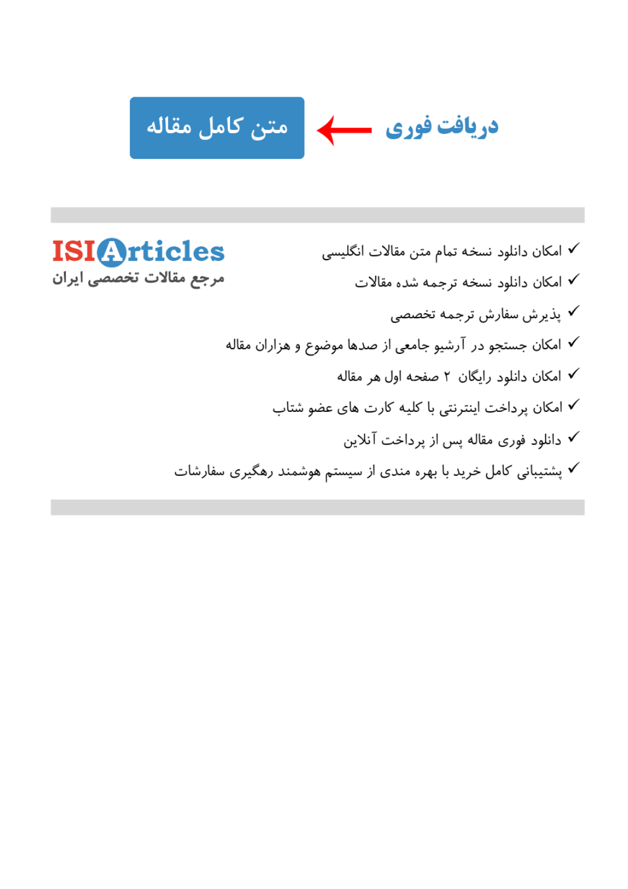دریافت فوری ← متن کامل مقاله

**ISIArticles**
مرجع مقالات تخصصی ایران

- ✓ امکان دانلود نسخه تمام متن مقالات انگلیسی
- ✓ امکان دانلود نسخه ترجمه شده مقالات
- ✓ پذیرش سفارش ترجمه تخصصی
- ✓ امکان جستجو در آرشیو جامعی از صدها موضوع و هزاران مقاله
- ✓ امکان دانلود رایگان ۲ صفحه اول هر مقاله
- ✓ امکان پرداخت اینترنتی با کلیه کارت های عضو شتاب
- ✓ دانلود فوری مقاله پس از پرداخت آنلاین
- ✓ پشتیبانی کامل خرید با بهره مندی از سیستم هوشمند رهگیری سفارشات